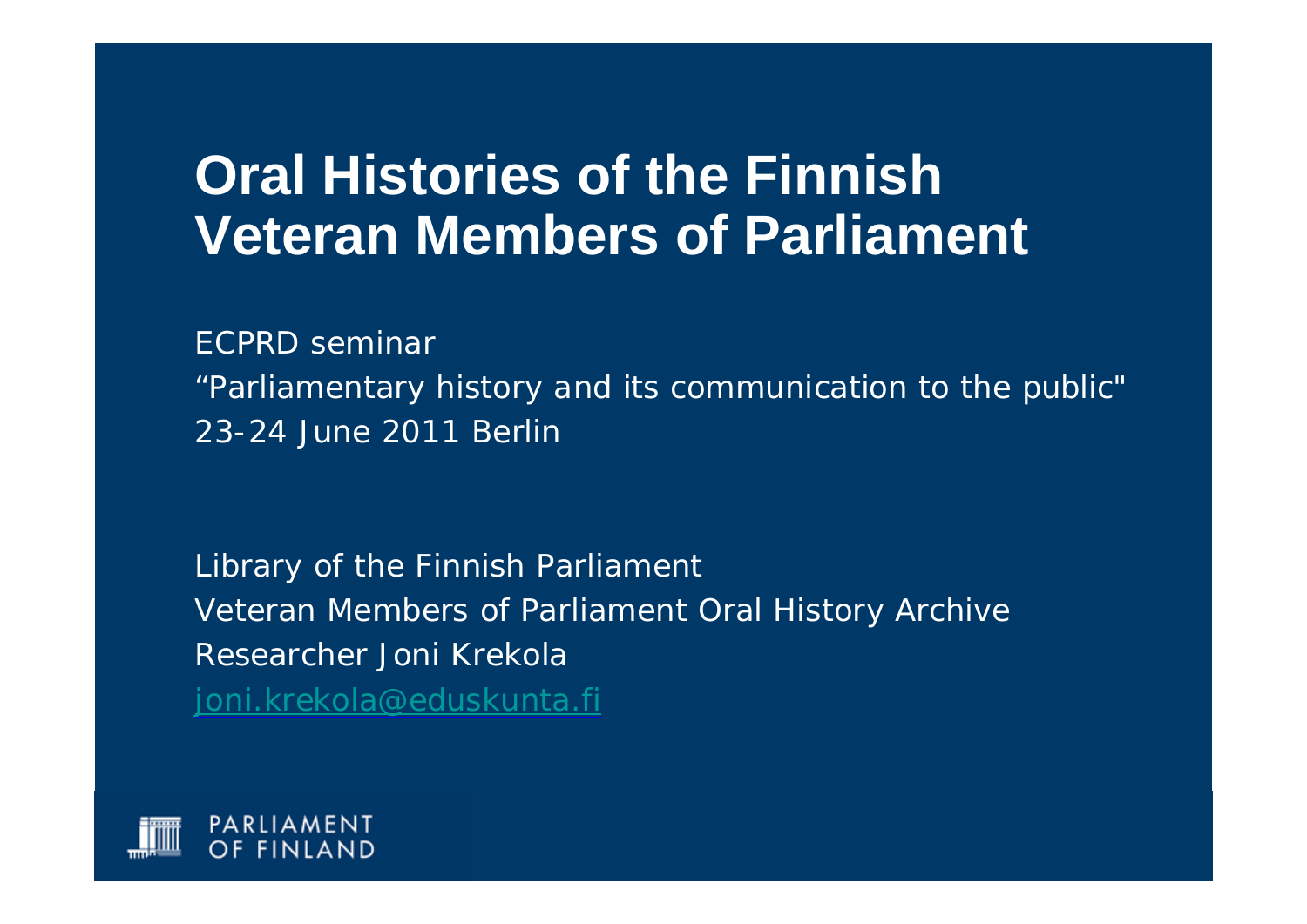# Oral Histories of the Finnish Veteran Members of Parliament

ECPRD seminar
“Parliamentary history and its communication to the public"
23-24 June 2011 Berlin

Library of the Finnish Parliament
Veteran Members of Parliament Oral History Archive
Researcher Joni Krekola
joni.krekola@eduskunta.fi

PARLIAMENT OF FINLAND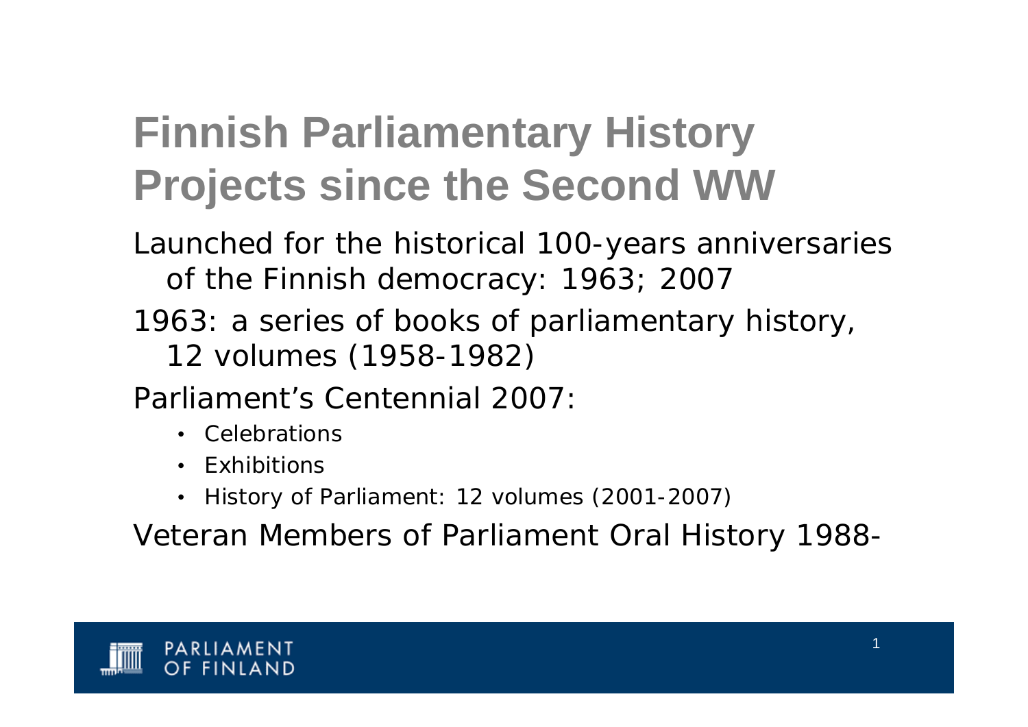# Finnish Parliamentary History Projects since the Second WW

Launched for the historical 100-years anniversaries of the Finnish democracy: 1963; 2007

1963: a series of books of parliamentary history, 12 volumes (1958-1982)

Parliament's Centennial 2007:

- Celebrations
- Exhibitions
- History of Parliament: 12 volumes (2001-2007)

Veteran Members of Parliament Oral History 1988-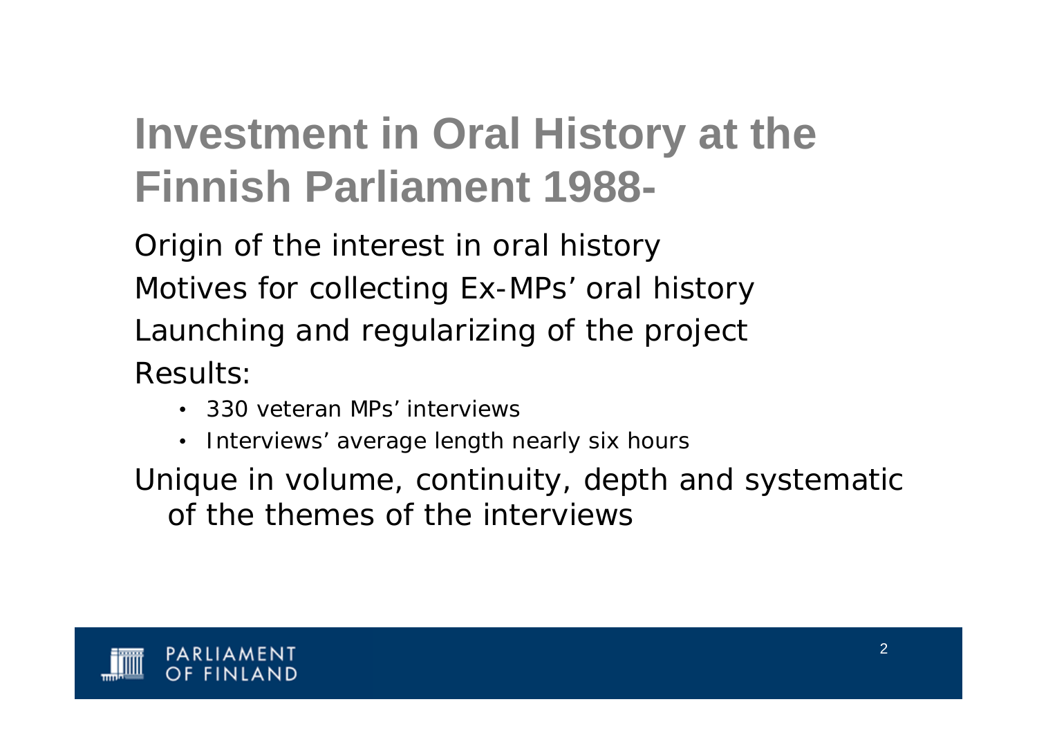# Investment in Oral History at the Finnish Parliament 1988-

Origin of the interest in oral history

Motives for collecting Ex-MPs' oral history

Launching and regularizing of the project

Results:

- 330 veteran MPs' interviews
- Interviews' average length nearly six hours

Unique in volume, continuity, depth and systematic of the themes of the interviews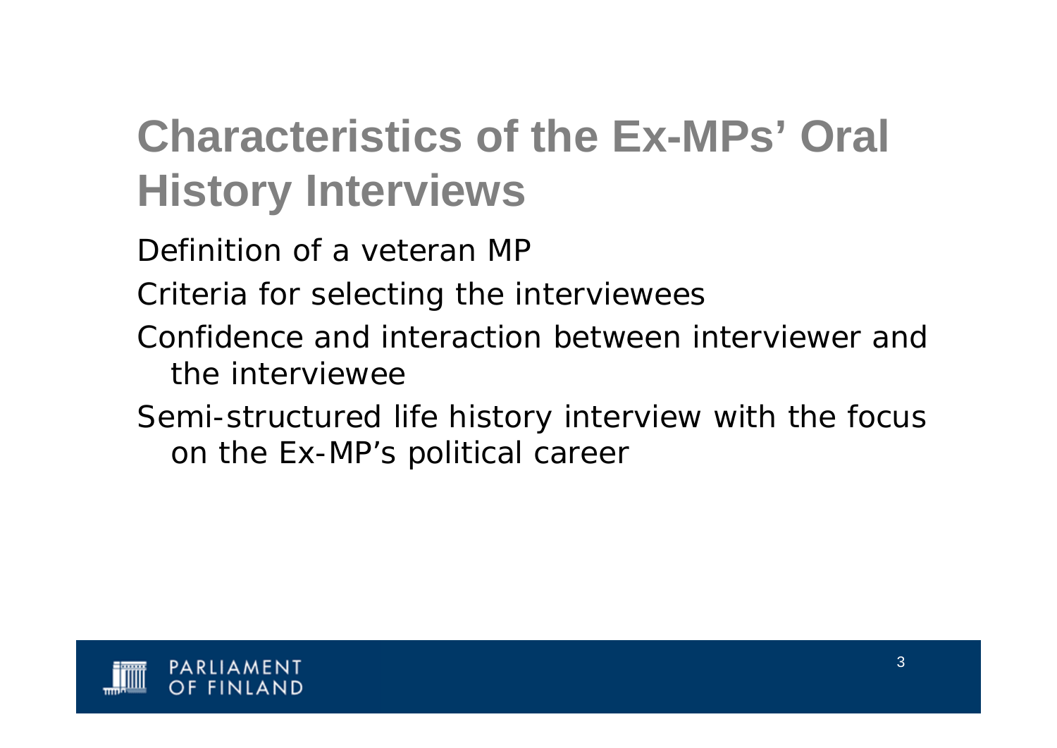# Characteristics of the Ex-MPs' Oral History Interviews

- Definition of a veteran MP
- Criteria for selecting the interviewees
- Confidence and interaction between interviewer and the interviewee
- Semi-structured life history interview with the focus on the Ex-MP's political career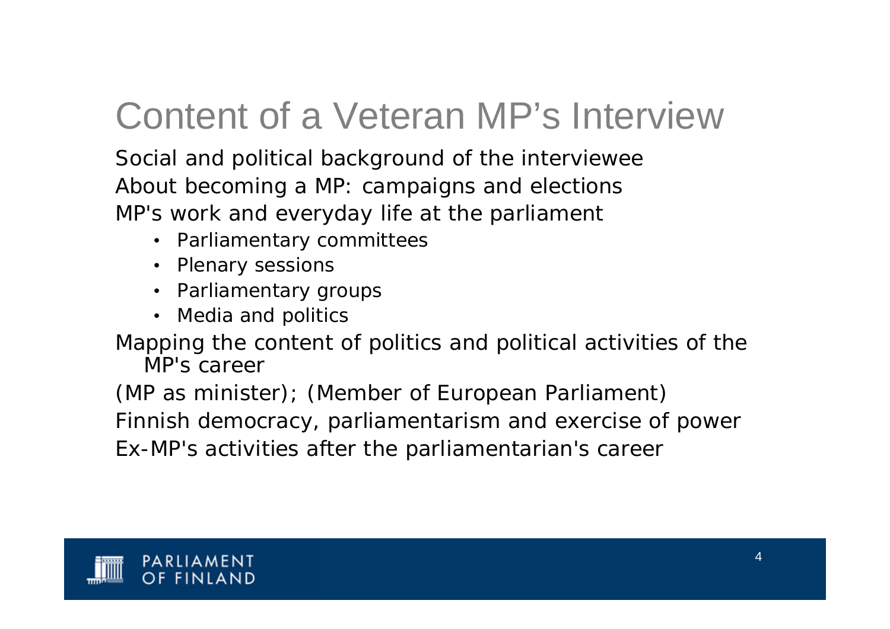# Content of a Veteran MP's Interview

Social and political background of the interviewee

About becoming a MP: campaigns and elections

MP's work and everyday life at the parliament

- Parliamentary committees
- Plenary sessions
- Parliamentary groups
- Media and politics

Mapping the content of politics and political activities of the MP's career

(MP as minister); (Member of European Parliament)

Finnish democracy, parliamentarism and exercise of power

Ex-MP's activities after the parliamentarian's career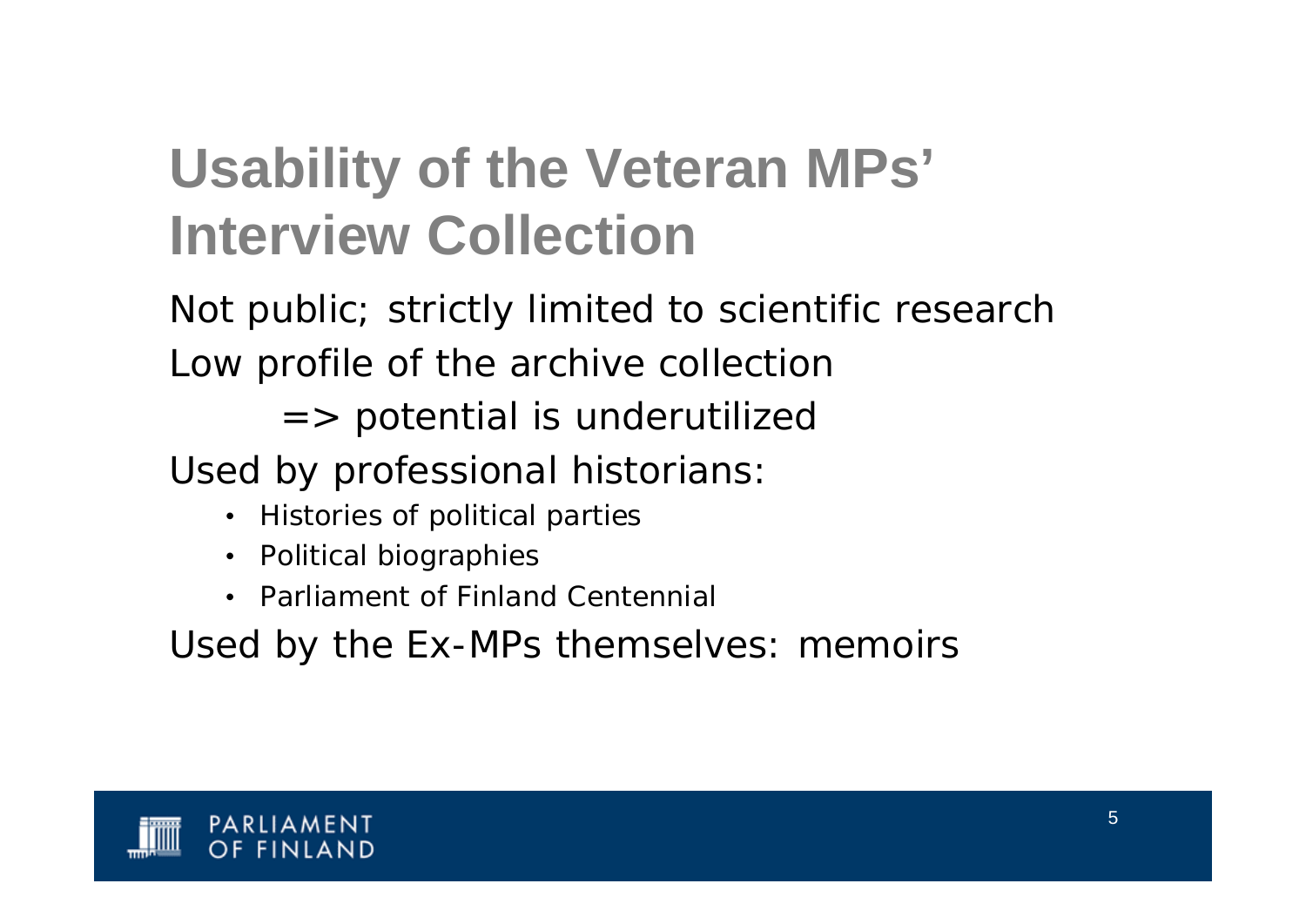# Usability of the Veteran MPs' Interview Collection

Not public; strictly limited to scientific research

Low profile of the archive collection

=> potential is underutilized

Used by professional historians:

- Histories of political parties
- Political biographies
- Parliament of Finland Centennial

Used by the Ex-MPs themselves: memoirs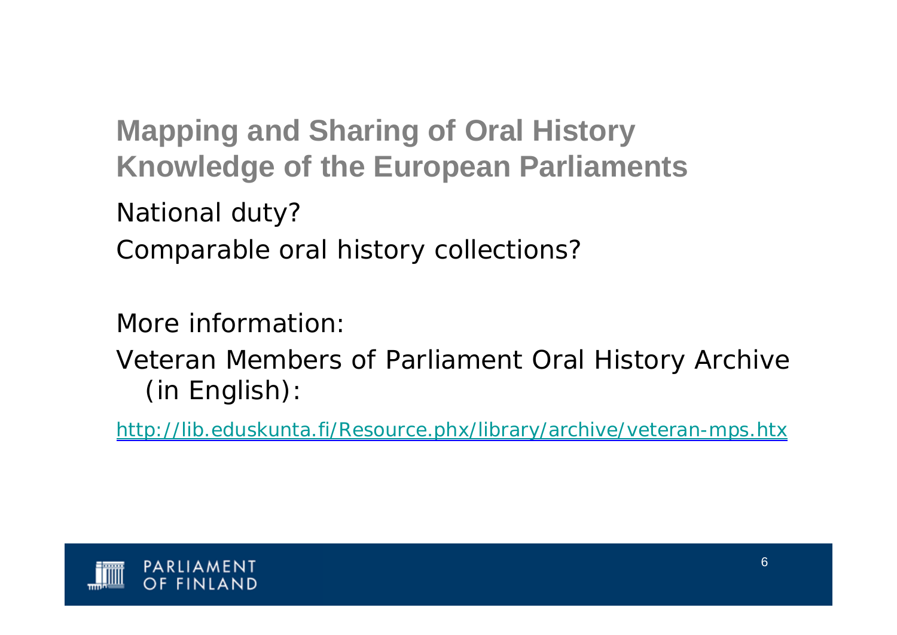## Mapping and Sharing of Oral History Knowledge of the European Parliaments

National duty?

Comparable oral history collections?

More information:

Veteran Members of Parliament Oral History Archive (in English):

http://lib.eduskunta.fi/Resource.phx/library/archive/veteran-mps.htx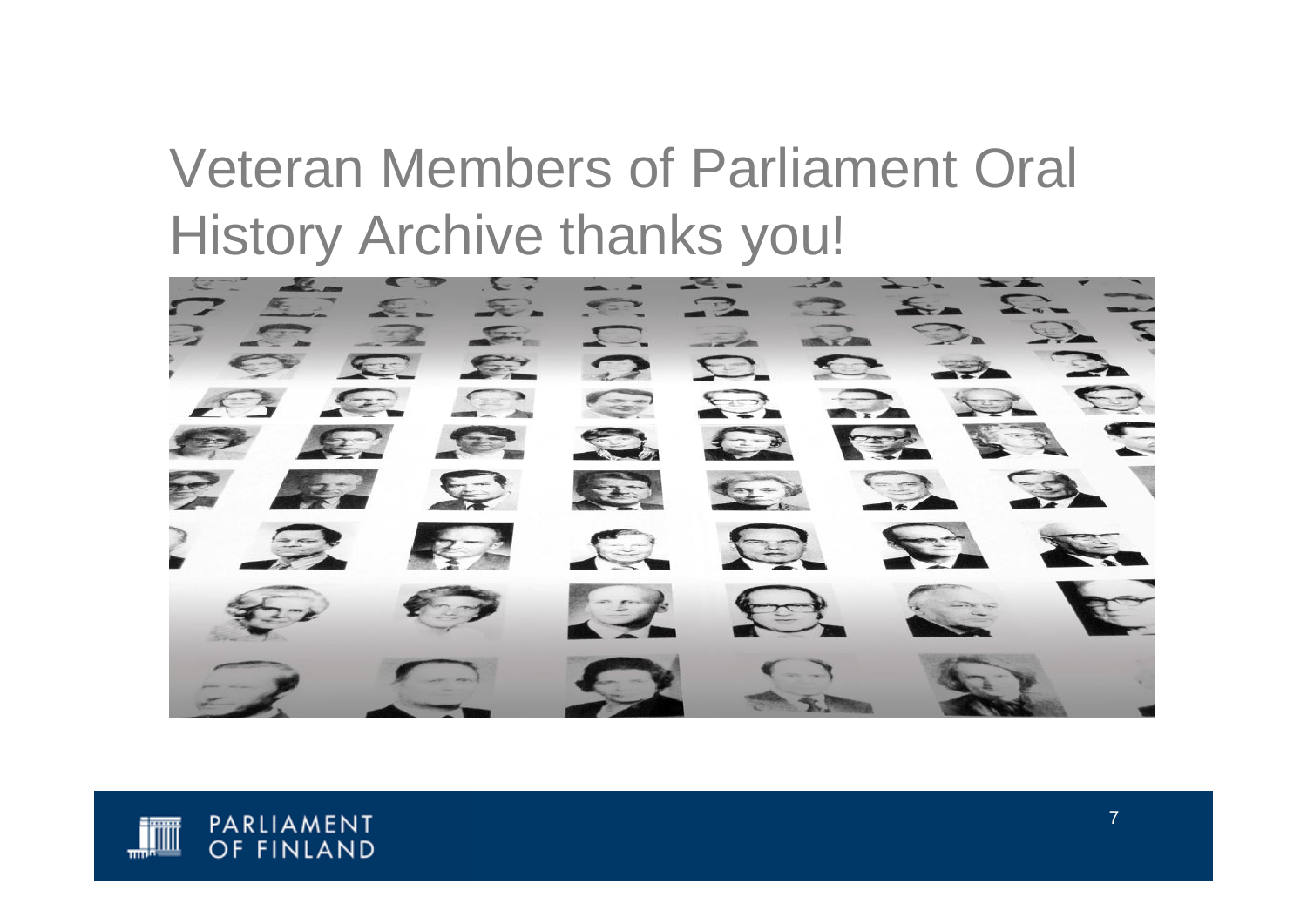# Veteran Members of Parliament Oral History Archive thanks you!